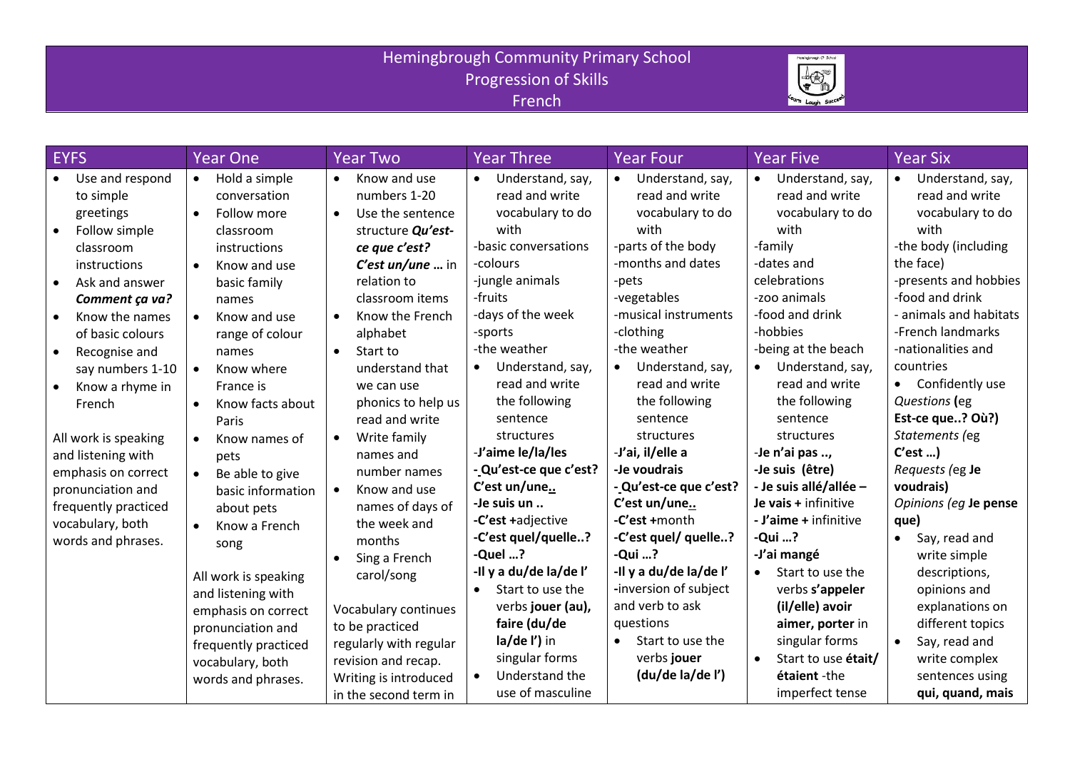# Hemingbrough Community Primary School
## Progression of Skills
## French

| EYFS | Year One | Year Two | Year Three | Year Four | Year Five | Year Six |
|---|---|---|---|---|---|---|
| • Use and respond to simple greetings<br>• Follow simple classroom instructions<br>• Ask and answer ***Comment ça va?***<br>• Know the names of basic colours<br>• Recognise and say numbers 1-10<br>• Know a rhyme in French<br><br>All work is speaking and listening with emphasis on correct pronunciation and frequently practiced vocabulary, both words and phrases. | • Hold a simple conversation<br>• Follow more classroom instructions<br>• Know and use basic family names<br>• Know and use range of colour names<br>• Know where France is<br>• Know facts about Paris<br>• Know names of pets<br>• Be able to give basic information about pets<br>• Know a French song<br><br>All work is speaking and listening with emphasis on correct pronunciation and frequently practiced vocabulary, both words and phrases. | • Know and use numbers 1-20<br>• Use the sentence structure ***Qu'est-ce que c'est? C'est un/une …*** in relation to classroom items<br>• Know the French alphabet<br>• Start to understand that we can use phonics to help us read and write<br>• Write family names and number names<br>• Know and use names of days of the week and months<br>• Sing a French carol/song<br><br>Vocabulary continues to be practiced regularly with regular revision and recap. Writing is introduced in the second term in | • Understand, say, read and write vocabulary to do with<br>-basic conversations<br>-colours<br>-jungle animals<br>-fruits<br>-days of the week<br>-sports<br>-the weather<br>• Understand, say, read and write the following sentence structures<br>**-J'aime le/la/les**<br>**- Qu'est-ce que c'est? C'est un/une..**<br>**-Je suis un ..**<br>**-C'est +**adjective<br>**-C'est quel/quelle..?**<br>**-Quel …?**<br>**-Il y a du/de la/de l'**<br>• Start to use the verbs **jouer (au), faire (du/de la/de l')** in singular forms<br>• Understand the use of masculine | • Understand, say, read and write vocabulary to do with<br>-parts of the body<br>-months and dates<br>-pets<br>-vegetables<br>-musical instruments<br>-clothing<br>-the weather<br>• Understand, say, read and write the following sentence structures<br>**-J'ai, il/elle a**<br>**-Je voudrais**<br>**- Qu'est-ce que c'est? C'est un/une..**<br>**-C'est +**month<br>**-C'est quel/ quelle..?**<br>**-Qui …?**<br>**-Il y a du/de la/de l'**<br>-inversion of subject and verb to ask questions<br>• Start to use the verbs **jouer (du/de la/de l')** | • Understand, say, read and write vocabulary to do with<br>-family<br>-dates and celebrations<br>-zoo animals<br>-food and drink<br>-hobbies<br>-being at the beach<br>• Understand, say, read and write the following sentence structures<br>**-Je n'ai pas ..,**<br>**-Je suis (être)**<br>**- Je suis allé/allée – Je vais +** infinitive<br>**- J'aime +** infinitive<br>**-Qui …?**<br>**-J'ai mangé**<br>• Start to use the verbs **s'appeler (il/elle) avoir aimer, porter** in singular forms<br>• Start to use **était/ étaient** -the imperfect tense | • Understand, say, read and write vocabulary to do with<br>-the body (including the face)<br>-presents and hobbies<br>-food and drink<br>- animals and habitats<br>-French landmarks<br>-nationalities and countries<br>• Confidently use *Questions* **(**eg **Est-ce que..? Où?)**<br>*Statements (*eg **C'est …)**<br>*Requests (*eg **Je voudrais)**<br>*Opinions (eg* **Je pense que)**<br>• Say, read and write simple descriptions, opinions and explanations on different topics<br>• Say, read and write complex sentences using **qui, quand, mais** |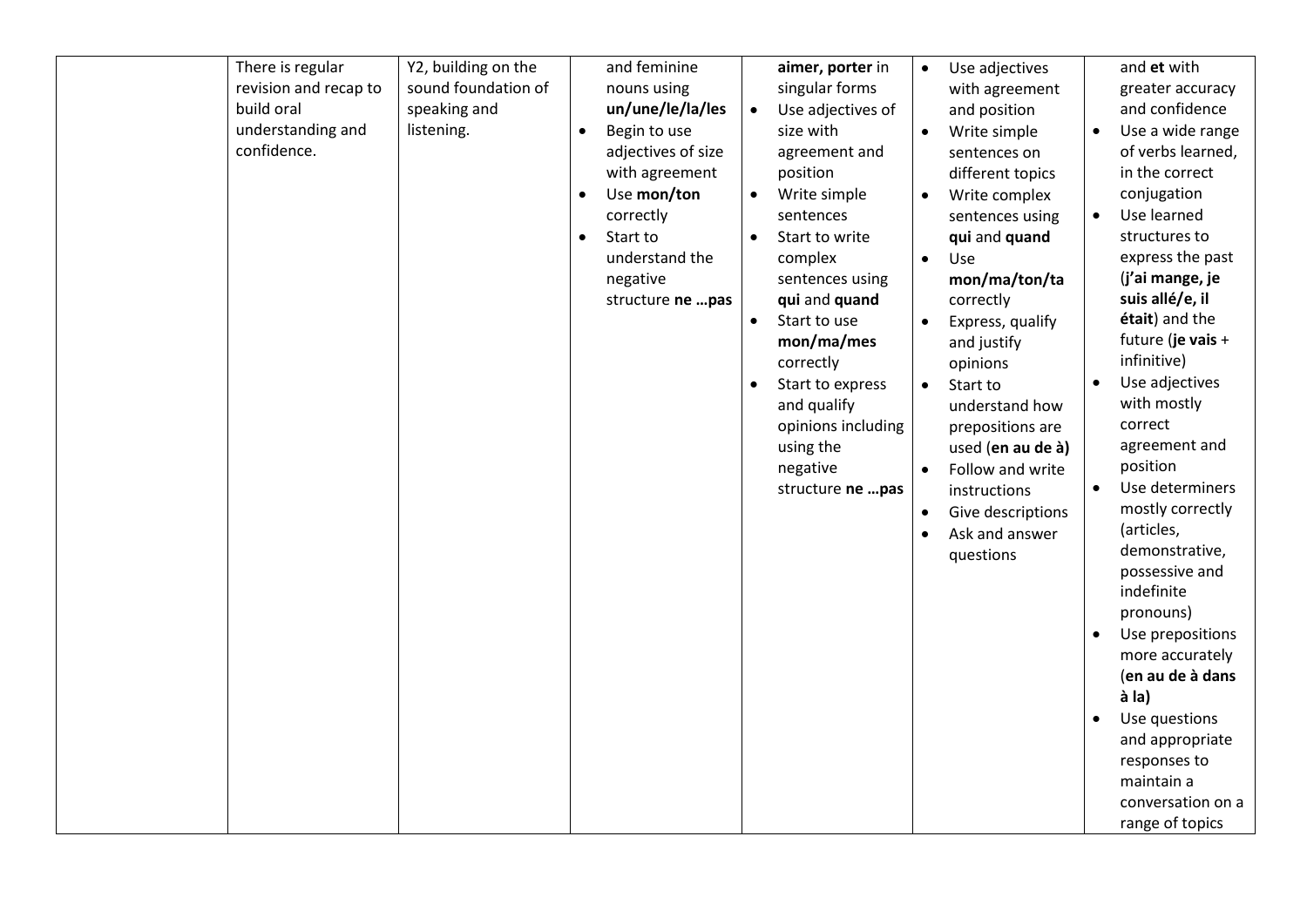|  |  |  |  |  |  |  |
|---|---|---|---|---|---|---|
|  | There is regular revision and recap to build oral understanding and confidence. | Y2, building on the sound foundation of speaking and listening. | and feminine nouns using **un/une/le/la/les**<br>• Begin to use adjectives of size with agreement<br>• Use **mon/ton** correctly<br>• Start to understand the negative structure **ne …pas** | **aimer, porter** in singular forms<br>• Use adjectives of size with agreement and position<br>• Write simple sentences<br>• Start to write complex sentences using **qui** and **quand**<br>• Start to use **mon/ma/mes** correctly<br>• Start to express and qualify opinions including using the negative structure **ne …pas** | • Use adjectives with agreement and position<br>• Write simple sentences on different topics<br>• Write complex sentences using **qui** and **quand**<br>• Use **mon/ma/ton/ta** correctly<br>• Express, qualify and justify opinions<br>• Start to understand how prepositions are used (**en au de à)**<br>• Follow and write instructions<br>• Give descriptions<br>• Ask and answer questions | and **et** with greater accuracy and confidence<br>• Use a wide range of verbs learned, in the correct conjugation<br>• Use learned structures to express the past (**j'ai mange, je suis allé/e, il était**) and the future (**je vais** + infinitive)<br>• Use adjectives with mostly correct agreement and position<br>• Use determiners mostly correctly (articles, demonstrative, possessive and indefinite pronouns)<br>• Use prepositions more accurately (**en au de à dans à la)**<br>• Use questions and appropriate responses to maintain a conversation on a range of topics |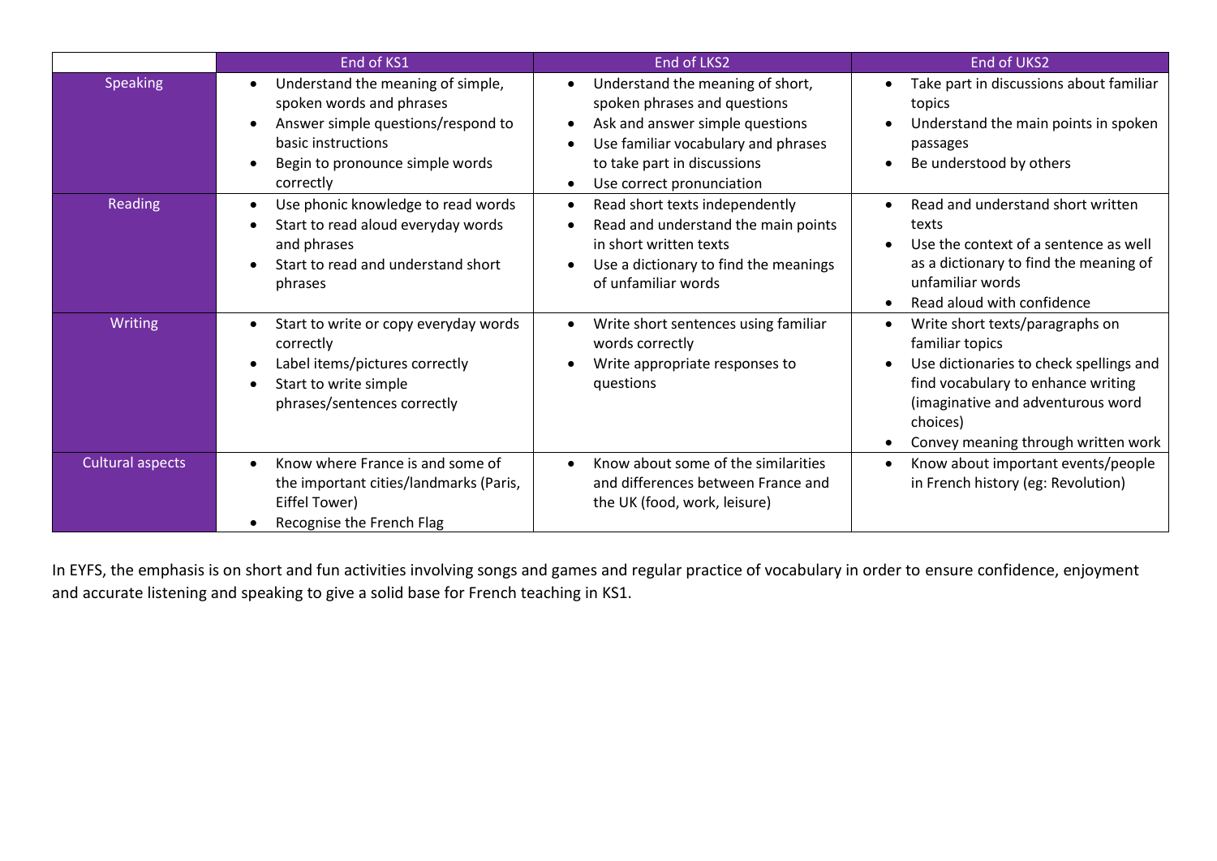| | End of KS1 | End of LKS2 | End of UKS2 |
|---|---|---|---|
| Speaking | • Understand the meaning of simple, spoken words and phrases<br>• Answer simple questions/respond to basic instructions<br>• Begin to pronounce simple words correctly | • Understand the meaning of short, spoken phrases and questions<br>• Ask and answer simple questions<br>• Use familiar vocabulary and phrases to take part in discussions<br>• Use correct pronunciation | • Take part in discussions about familiar topics<br>• Understand the main points in spoken passages<br>• Be understood by others |
| Reading | • Use phonic knowledge to read words<br>• Start to read aloud everyday words and phrases<br>• Start to read and understand short phrases | • Read short texts independently<br>• Read and understand the main points in short written texts<br>• Use a dictionary to find the meanings of unfamiliar words | • Read and understand short written texts<br>• Use the context of a sentence as well as a dictionary to find the meaning of unfamiliar words<br>• Read aloud with confidence |
| Writing | • Start to write or copy everyday words correctly<br>• Label items/pictures correctly<br>• Start to write simple phrases/sentences correctly | • Write short sentences using familiar words correctly<br>• Write appropriate responses to questions | • Write short texts/paragraphs on familiar topics<br>• Use dictionaries to check spellings and find vocabulary to enhance writing (imaginative and adventurous word choices)<br>• Convey meaning through written work |
| Cultural aspects | • Know where France is and some of the important cities/landmarks (Paris, Eiffel Tower)<br>• Recognise the French Flag | • Know about some of the similarities and differences between France and the UK (food, work, leisure) | • Know about important events/people in French history (eg: Revolution) |

In EYFS, the emphasis is on short and fun activities involving songs and games and regular practice of vocabulary in order to ensure confidence, enjoyment and accurate listening and speaking to give a solid base for French teaching in KS1.